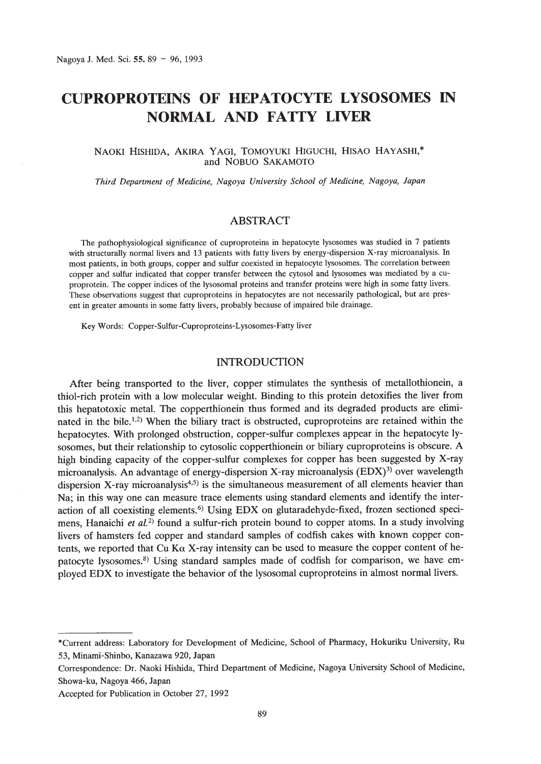# CUPROPROTEINS OF HEPATOCYTE LYSOSOMES IN NORMAL AND FATTY LIVER

NAOKI HISHIDA, AKIRA YAGI, TOMOYUKI HIGUCHI, HISAO HAYASHI,* and NOBUO SAKAMOTO

*Third Department of Medicine, Nagoya University School of Medicine, Nagoya, Japan*

## ABSTRACT

The pathophysiological significance of cuproproteins in hepatocyte lysosomes was studied in 7 patients with structurally normal livers and 13 patients with fatty livers by energy-dispersion X-ray microanalysis. In most patients, in both groups, copper and sulfur coexisted in hepatocyte lysosomes. The correlation between copper and sulfur indicated that copper transfer between the cytosol and lysosomes was mediated by a cuproprotein. The copper indices of the lysosomal proteins and transfer proteins were high in some fatty livers. These observations suggest that cuproproteins in hepatocytes are not necessarily pathological, but are present in greater amounts in some fatty livers, probably because of impaired bile drainage.

Key Words: Copper-Sulfur-Cuproproteins-Lysosomes-Fatty liver

## INTRODUCTION

After being transported to the liver, copper stimulates the synthesis of metallothionein, a thiol-rich protein with a low molecular weight. Binding to this protein detoxifies the liver from this hepatotoxic metal. The copperthionein thus formed and its degraded products are eliminated in the bile.[1,2] When the biliary tract is obstructed, cuproproteins are retained within the hepatocytes. With prolonged obstruction, copper-sulfur complexes appear in the hepatocyte lysosomes, but their relationship to cytosolic copperthionein or biliary cuproproteins is obscure. A high binding capacity of the copper-sulfur complexes for copper has been suggested by X-ray microanalysis. An advantage of energy-dispersion X-ray microanalysis (EDX)[3] over wavelength dispersion X-ray microanalysis[4,5] is the simultaneous measurement of all elements heavier than Na; in this way one can measure trace elements using standard elements and identify the interaction of all coexisting elements.[6] Using EDX on glutaradehyde-fixed, frozen sectioned specimens, Hanaichi *et al.*[2] found a sulfur-rich protein bound to copper atoms. In a study involving livers of hamsters fed copper and standard samples of codfish cakes with known copper contents, we reported that Cu Kα X-ray intensity can be used to measure the copper content of hepatocyte lysosomes.[8] Using standard samples made of codfish for comparison, we have employed EDX to investigate the behavior of the lysosomal cuproproteins in almost normal livers.

---

*Current address: Laboratory for Development of Medicine, School of Pharmacy, Hokuriku University, Ru 53, Minami-Shinbo, Kanazawa 920, Japan

Correspondence: Dr. Naoki Hishida, Third Department of Medicine, Nagoya University School of Medicine, Showa-ku, Nagoya 466, Japan

Accepted for Publication in October 27, 1992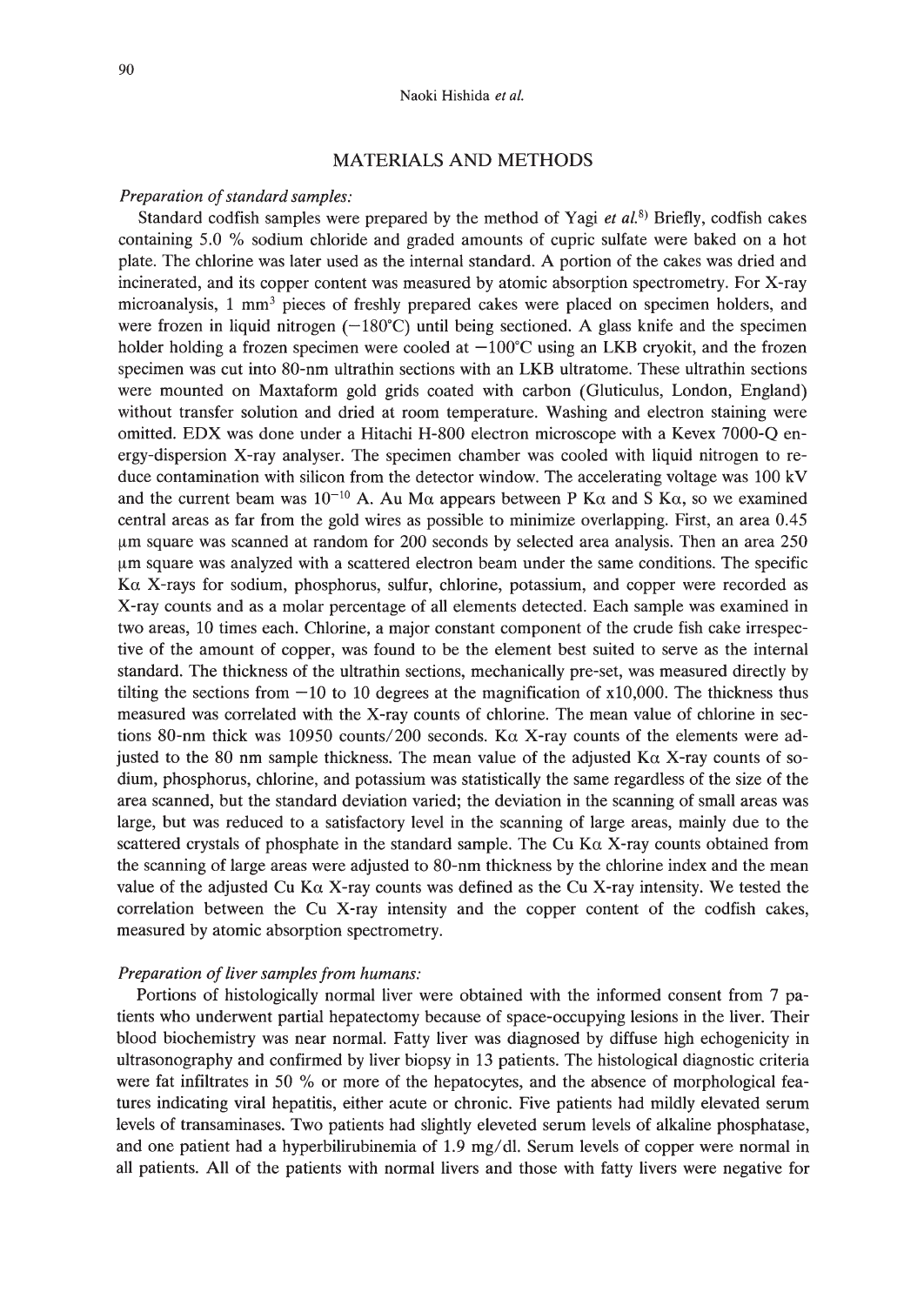## MATERIALS AND METHODS

### *Preparation of standard samples:*

Standard codfish samples were prepared by the method of Yagi *et al.*[8] Briefly, codfish cakes containing 5.0 % sodium chloride and graded amounts of cupric sulfate were baked on a hot plate. The chlorine was later used as the internal standard. A portion of the cakes was dried and incinerated, and its copper content was measured by atomic absorption spectrometry. For X-ray microanalysis, 1 mm$^3$ pieces of freshly prepared cakes were placed on specimen holders, and were frozen in liquid nitrogen (−180°C) until being sectioned. A glass knife and the specimen holder holding a frozen specimen were cooled at −100°C using an LKB cryokit, and the frozen specimen was cut into 80-nm ultrathin sections with an LKB ultratome. These ultrathin sections were mounted on Maxtaform gold grids coated with carbon (Gluticulus, London, England) without transfer solution and dried at room temperature. Washing and electron staining were omitted. EDX was done under a Hitachi H-800 electron microscope with a Kevex 7000-Q energy-dispersion X-ray analyser. The specimen chamber was cooled with liquid nitrogen to reduce contamination with silicon from the detector window. The accelerating voltage was 100 kV and the current beam was $10^{-10}$ A. Au M$\alpha$ appears between P K$\alpha$ and S K$\alpha$, so we examined central areas as far from the gold wires as possible to minimize overlapping. First, an area 0.45 μm square was scanned at random for 200 seconds by selected area analysis. Then an area 250 μm square was analyzed with a scattered electron beam under the same conditions. The specific K$\alpha$ X-rays for sodium, phosphorus, sulfur, chlorine, potassium, and copper were recorded as X-ray counts and as a molar percentage of all elements detected. Each sample was examined in two areas, 10 times each. Chlorine, a major constant component of the crude fish cake irrespective of the amount of copper, was found to be the element best suited to serve as the internal standard. The thickness of the ultrathin sections, mechanically pre-set, was measured directly by tilting the sections from −10 to 10 degrees at the magnification of x10,000. The thickness thus measured was correlated with the X-ray counts of chlorine. The mean value of chlorine in sections 80-nm thick was 10950 counts/200 seconds. K$\alpha$ X-ray counts of the elements were adjusted to the 80 nm sample thickness. The mean value of the adjusted K$\alpha$ X-ray counts of sodium, phosphorus, chlorine, and potassium was statistically the same regardless of the size of the area scanned, but the standard deviation varied; the deviation in the scanning of small areas was large, but was reduced to a satisfactory level in the scanning of large areas, mainly due to the scattered crystals of phosphate in the standard sample. The Cu K$\alpha$ X-ray counts obtained from the scanning of large areas were adjusted to 80-nm thickness by the chlorine index and the mean value of the adjusted Cu K$\alpha$ X-ray counts was defined as the Cu X-ray intensity. We tested the correlation between the Cu X-ray intensity and the copper content of the codfish cakes, measured by atomic absorption spectrometry.

### *Preparation of liver samples from humans:*

Portions of histologically normal liver were obtained with the informed consent from 7 patients who underwent partial hepatectomy because of space-occupying lesions in the liver. Their blood biochemistry was near normal. Fatty liver was diagnosed by diffuse high echogenicity in ultrasonography and confirmed by liver biopsy in 13 patients. The histological diagnostic criteria were fat infiltrates in 50 % or more of the hepatocytes, and the absence of morphological features indicating viral hepatitis, either acute or chronic. Five patients had mildly elevated serum levels of transaminases. Two patients had slightly eleveted serum levels of alkaline phosphatase, and one patient had a hyperbilirubinemia of 1.9 mg/dl. Serum levels of copper were normal in all patients. All of the patients with normal livers and those with fatty livers were negative for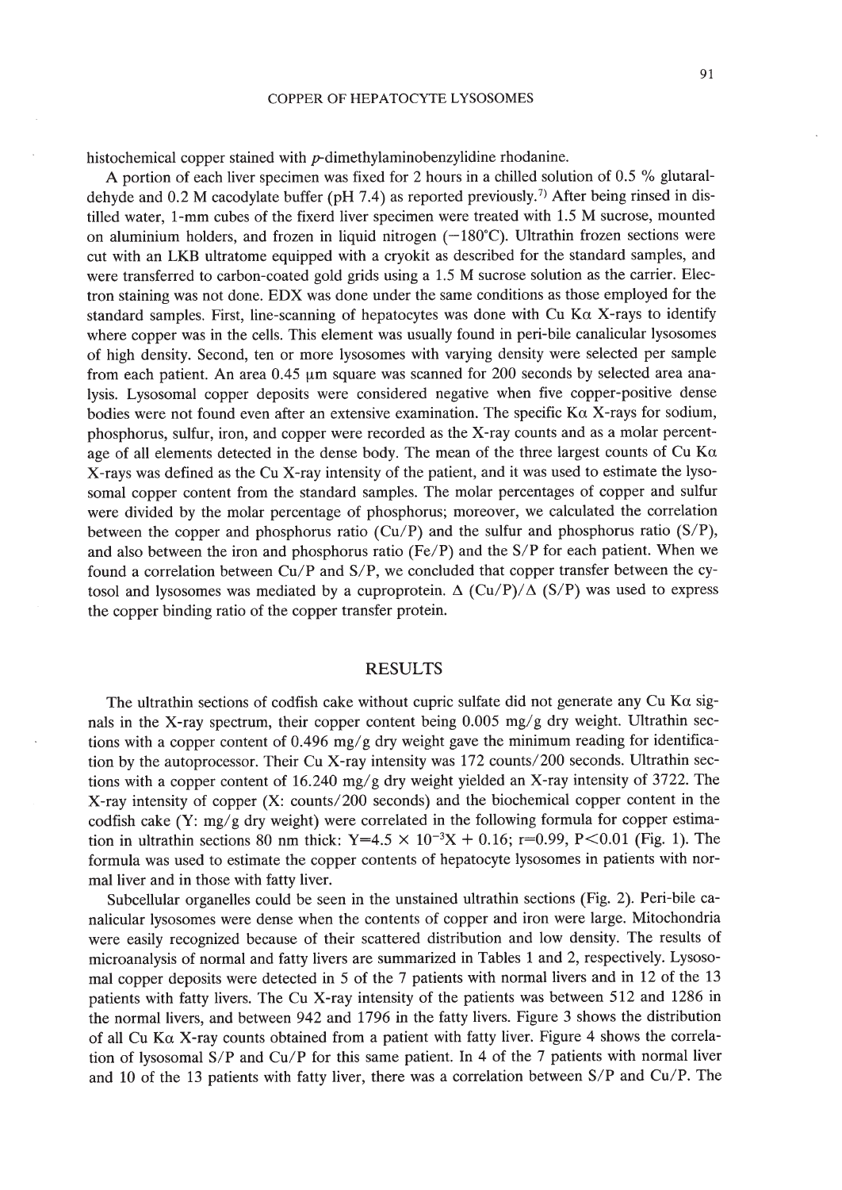histochemical copper stained with *p*-dimethylaminobenzylidine rhodanine.

A portion of each liver specimen was fixed for 2 hours in a chilled solution of 0.5 % glutaraldehyde and 0.2 M cacodylate buffer (pH 7.4) as reported previously.[7] After being rinsed in distilled water, 1-mm cubes of the fixerd liver specimen were treated with 1.5 M sucrose, mounted on aluminium holders, and frozen in liquid nitrogen (−180°C). Ultrathin frozen sections were cut with an LKB ultratome equipped with a cryokit as described for the standard samples, and were transferred to carbon-coated gold grids using a 1.5 M sucrose solution as the carrier. Electron staining was not done. EDX was done under the same conditions as those employed for the standard samples. First, line-scanning of hepatocytes was done with Cu Kα X-rays to identify where copper was in the cells. This element was usually found in peri-bile canalicular lysosomes of high density. Second, ten or more lysosomes with varying density were selected per sample from each patient. An area 0.45 μm square was scanned for 200 seconds by selected area analysis. Lysosomal copper deposits were considered negative when five copper-positive dense bodies were not found even after an extensive examination. The specific Kα X-rays for sodium, phosphorus, sulfur, iron, and copper were recorded as the X-ray counts and as a molar percentage of all elements detected in the dense body. The mean of the three largest counts of Cu Kα X-rays was defined as the Cu X-ray intensity of the patient, and it was used to estimate the lysosomal copper content from the standard samples. The molar percentages of copper and sulfur were divided by the molar percentage of phosphorus; moreover, we calculated the correlation between the copper and phosphorus ratio (Cu/P) and the sulfur and phosphorus ratio (S/P), and also between the iron and phosphorus ratio (Fe/P) and the S/P for each patient. When we found a correlation between Cu/P and S/P, we concluded that copper transfer between the cytosol and lysosomes was mediated by a cuproprotein. $\Delta$ (Cu/P)/$\Delta$ (S/P) was used to express the copper binding ratio of the copper transfer protein.

## RESULTS

The ultrathin sections of codfish cake without cupric sulfate did not generate any Cu Kα signals in the X-ray spectrum, their copper content being 0.005 mg/g dry weight. Ultrathin sections with a copper content of 0.496 mg/g dry weight gave the minimum reading for identification by the autoprocessor. Their Cu X-ray intensity was 172 counts/200 seconds. Ultrathin sections with a copper content of 16.240 mg/g dry weight yielded an X-ray intensity of 3722. The X-ray intensity of copper (X: counts/200 seconds) and the biochemical copper content in the codfish cake (Y: mg/g dry weight) were correlated in the following formula for copper estimation in ultrathin sections 80 nm thick: $Y=4.5 \times 10^{-3}X + 0.16$; $r=0.99$, $P<0.01$ (Fig. 1). The formula was used to estimate the copper contents of hepatocyte lysosomes in patients with normal liver and in those with fatty liver.

Subcellular organelles could be seen in the unstained ultrathin sections (Fig. 2). Peri-bile canalicular lysosomes were dense when the contents of copper and iron were large. Mitochondria were easily recognized because of their scattered distribution and low density. The results of microanalysis of normal and fatty livers are summarized in Tables 1 and 2, respectively. Lysosomal copper deposits were detected in 5 of the 7 patients with normal livers and in 12 of the 13 patients with fatty livers. The Cu X-ray intensity of the patients was between 512 and 1286 in the normal livers, and between 942 and 1796 in the fatty livers. Figure 3 shows the distribution of all Cu Kα X-ray counts obtained from a patient with fatty liver. Figure 4 shows the correlation of lysosomal S/P and Cu/P for this same patient. In 4 of the 7 patients with normal liver and 10 of the 13 patients with fatty liver, there was a correlation between S/P and Cu/P. The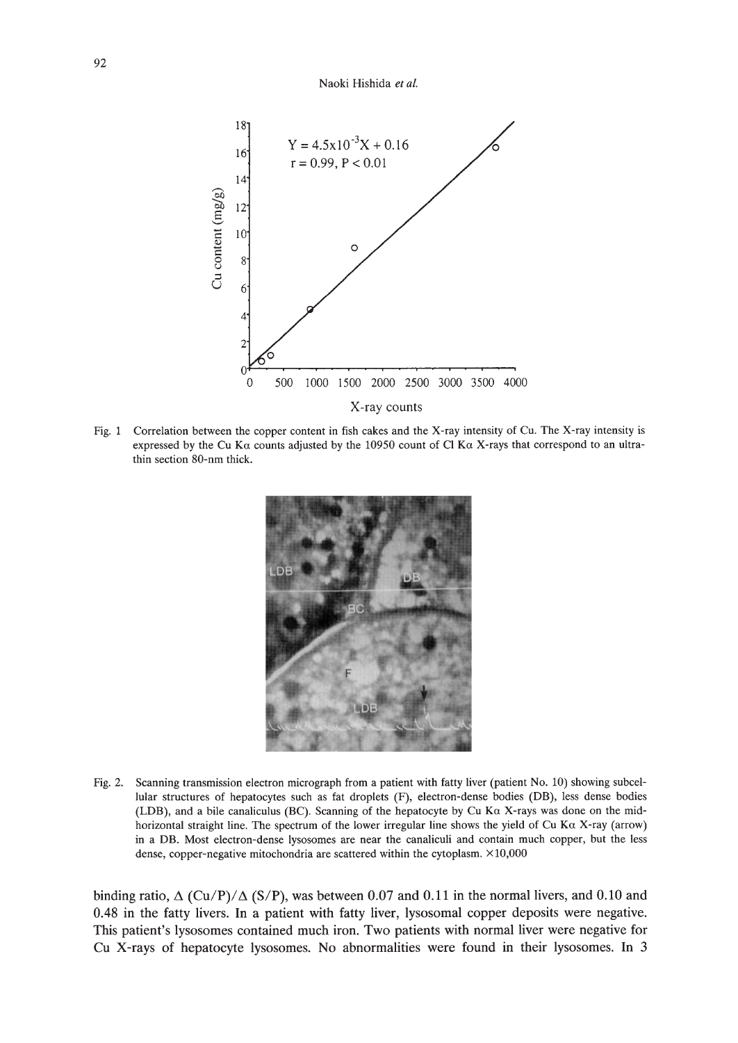Fig. 1 Correlation between the copper content in fish cakes and the X-ray intensity of Cu. The X-ray intensity is expressed by the Cu K$\alpha$ counts adjusted by the 10950 count of Cl K$\alpha$ X-rays that correspond to an ultrathin section 80-nm thick.

Fig. 2. Scanning transmission electron micrograph from a patient with fatty liver (patient No. 10) showing subcellular structures of hepatocytes such as fat droplets (F), electron-dense bodies (DB), less dense bodies (LDB), and a bile canaliculus (BC). Scanning of the hepatocyte by Cu K$\alpha$ X-rays was done on the mid-horizontal straight line. The spectrum of the lower irregular line shows the yield of Cu K$\alpha$ X-ray (arrow) in a DB. Most electron-dense lysosomes are near the canaliculi and contain much copper, but the less dense, copper-negative mitochondria are scattered within the cytoplasm. $\times 10{,}000$

binding ratio, $\Delta$ (Cu/P)/$\Delta$ (S/P), was between 0.07 and 0.11 in the normal livers, and 0.10 and 0.48 in the fatty livers. In a patient with fatty liver, lysosomal copper deposits were negative. This patient's lysosomes contained much iron. Two patients with normal liver were negative for Cu X-rays of hepatocyte lysosomes. No abnormalities were found in their lysosomes. In 3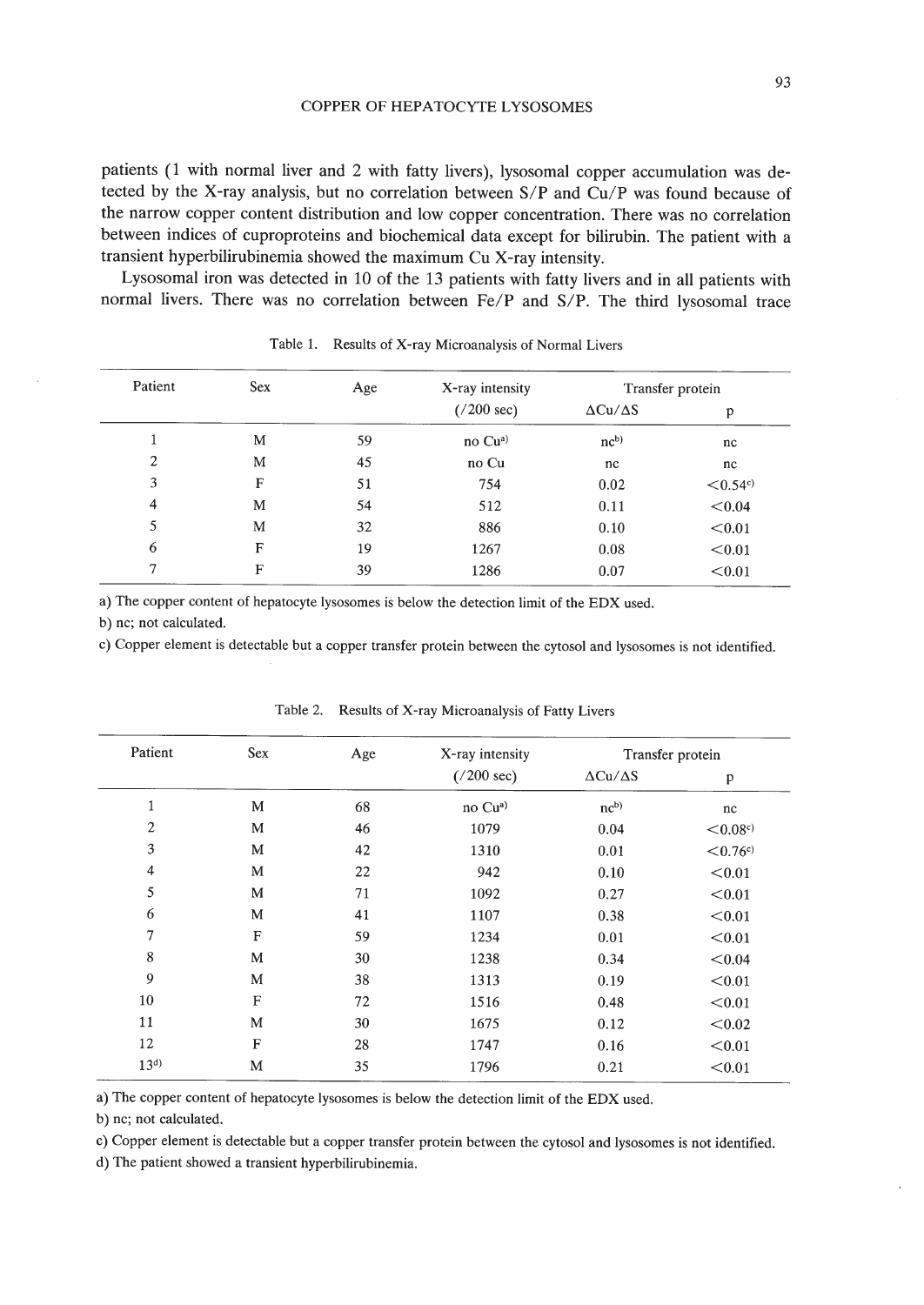patients (1 with normal liver and 2 with fatty livers), lysosomal copper accumulation was detected by the X-ray analysis, but no correlation between S/P and Cu/P was found because of the narrow copper content distribution and low copper concentration. There was no correlation between indices of cuproproteins and biochemical data except for bilirubin. The patient with a transient hyperbilirubinemia showed the maximum Cu X-ray intensity.

Lysosomal iron was detected in 10 of the 13 patients with fatty livers and in all patients with normal livers. There was no correlation between Fe/P and S/P. The third lysosomal trace

Table 1. Results of X-ray Microanalysis of Normal Livers

| Patient | Sex | Age | X-ray intensity (/200 sec) | Transfer protein | |
|---|---|---|---|---|---|
| | | | | $\Delta Cu/\Delta S$ | p |
| 1 | M | 59 | no Cu[a] | nc[b] | nc |
| 2 | M | 45 | no Cu | nc | nc |
| 3 | F | 51 | 754 | 0.02 | <0.54[c] |
| 4 | M | 54 | 512 | 0.11 | <0.04 |
| 5 | M | 32 | 886 | 0.10 | <0.01 |
| 6 | F | 19 | 1267 | 0.08 | <0.01 |
| 7 | F | 39 | 1286 | 0.07 | <0.01 |

a) The copper content of hepatocyte lysosomes is below the detection limit of the EDX used.
b) nc; not calculated.
c) Copper element is detectable but a copper transfer protein between the cytosol and lysosomes is not identified.

Table 2. Results of X-ray Microanalysis of Fatty Livers

| Patient | Sex | Age | X-ray intensity (/200 sec) | Transfer protein | |
|---|---|---|---|---|---|
| | | | | $\Delta Cu/\Delta S$ | p |
| 1 | M | 68 | no Cu[a] | nc[b] | nc |
| 2 | M | 46 | 1079 | 0.04 | <0.08[c] |
| 3 | M | 42 | 1310 | 0.01 | <0.76[c] |
| 4 | M | 22 | 942 | 0.10 | <0.01 |
| 5 | M | 71 | 1092 | 0.27 | <0.01 |
| 6 | M | 41 | 1107 | 0.38 | <0.01 |
| 7 | F | 59 | 1234 | 0.01 | <0.01 |
| 8 | M | 30 | 1238 | 0.34 | <0.04 |
| 9 | M | 38 | 1313 | 0.19 | <0.01 |
| 10 | F | 72 | 1516 | 0.48 | <0.01 |
| 11 | M | 30 | 1675 | 0.12 | <0.02 |
| 12 | F | 28 | 1747 | 0.16 | <0.01 |
| 13[d] | M | 35 | 1796 | 0.21 | <0.01 |

a) The copper content of hepatocyte lysosomes is below the detection limit of the EDX used.
b) nc; not calculated.
c) Copper element is detectable but a copper transfer protein between the cytosol and lysosomes is not identified.
d) The patient showed a transient hyperbilirubinemia.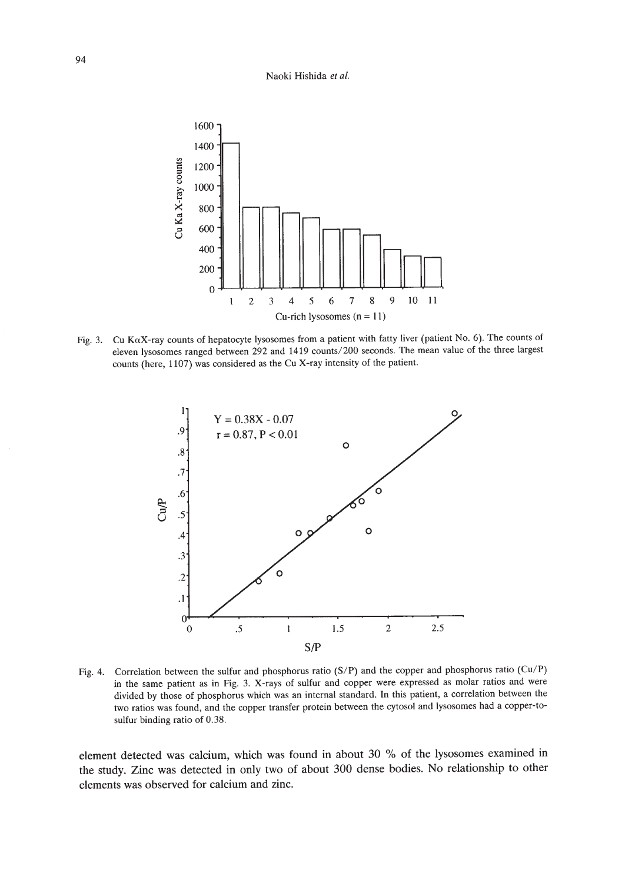Fig. 3. Cu KαX-ray counts of hepatocyte lysosomes from a patient with fatty liver (patient No. 6). The counts of eleven lysosomes ranged between 292 and 1419 counts/200 seconds. The mean value of the three largest counts (here, 1107) was considered as the Cu X-ray intensity of the patient.

Fig. 4. Correlation between the sulfur and phosphorus ratio (S/P) and the copper and phosphorus ratio (Cu/P) in the same patient as in Fig. 3. X-rays of sulfur and copper were expressed as molar ratios and were divided by those of phosphorus which was an internal standard. In this patient, a correlation between the two ratios was found, and the copper transfer protein between the cytosol and lysosomes had a copper-to-sulfur binding ratio of 0.38.

element detected was calcium, which was found in about 30 % of the lysosomes examined in the study. Zinc was detected in only two of about 300 dense bodies. No relationship to other elements was observed for calcium and zinc.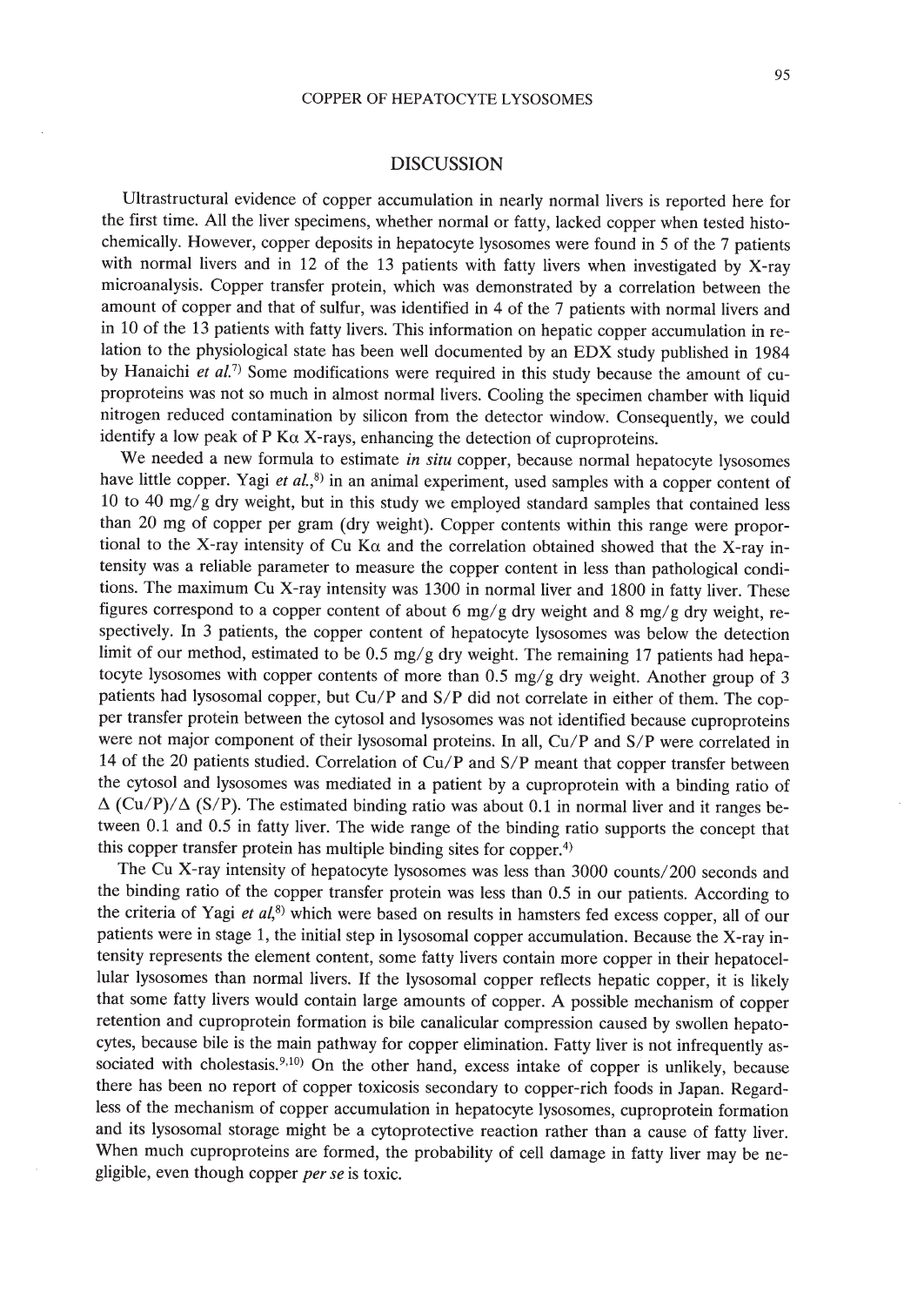## DISCUSSION

Ultrastructural evidence of copper accumulation in nearly normal livers is reported here for the first time. All the liver specimens, whether normal or fatty, lacked copper when tested histochemically. However, copper deposits in hepatocyte lysosomes were found in 5 of the 7 patients with normal livers and in 12 of the 13 patients with fatty livers when investigated by X-ray microanalysis. Copper transfer protein, which was demonstrated by a correlation between the amount of copper and that of sulfur, was identified in 4 of the 7 patients with normal livers and in 10 of the 13 patients with fatty livers. This information on hepatic copper accumulation in relation to the physiological state has been well documented by an EDX study published in 1984 by Hanaichi *et al.*[7] Some modifications were required in this study because the amount of cuproproteins was not so much in almost normal livers. Cooling the specimen chamber with liquid nitrogen reduced contamination by silicon from the detector window. Consequently, we could identify a low peak of P Kα X-rays, enhancing the detection of cuproproteins.

We needed a new formula to estimate *in situ* copper, because normal hepatocyte lysosomes have little copper. Yagi *et al.*,[8] in an animal experiment, used samples with a copper content of 10 to 40 mg/g dry weight, but in this study we employed standard samples that contained less than 20 mg of copper per gram (dry weight). Copper contents within this range were proportional to the X-ray intensity of Cu Kα and the correlation obtained showed that the X-ray intensity was a reliable parameter to measure the copper content in less than pathological conditions. The maximum Cu X-ray intensity was 1300 in normal liver and 1800 in fatty liver. These figures correspond to a copper content of about 6 mg/g dry weight and 8 mg/g dry weight, respectively. In 3 patients, the copper content of hepatocyte lysosomes was below the detection limit of our method, estimated to be 0.5 mg/g dry weight. The remaining 17 patients had hepatocyte lysosomes with copper contents of more than 0.5 mg/g dry weight. Another group of 3 patients had lysosomal copper, but Cu/P and S/P did not correlate in either of them. The copper transfer protein between the cytosol and lysosomes was not identified because cuproproteins were not major component of their lysosomal proteins. In all, Cu/P and S/P were correlated in 14 of the 20 patients studied. Correlation of Cu/P and S/P meant that copper transfer between the cytosol and lysosomes was mediated in a patient by a cuproprotein with a binding ratio of $\Delta$ (Cu/P)/$\Delta$ (S/P). The estimated binding ratio was about 0.1 in normal liver and it ranges between 0.1 and 0.5 in fatty liver. The wide range of the binding ratio supports the concept that this copper transfer protein has multiple binding sites for copper.[4]

The Cu X-ray intensity of hepatocyte lysosomes was less than 3000 counts/200 seconds and the binding ratio of the copper transfer protein was less than 0.5 in our patients. According to the criteria of Yagi *et al*,[8] which were based on results in hamsters fed excess copper, all of our patients were in stage 1, the initial step in lysosomal copper accumulation. Because the X-ray intensity represents the element content, some fatty livers contain more copper in their hepatocellular lysosomes than normal livers. If the lysosomal copper reflects hepatic copper, it is likely that some fatty livers would contain large amounts of copper. A possible mechanism of copper retention and cuproprotein formation is bile canalicular compression caused by swollen hepatocytes, because bile is the main pathway for copper elimination. Fatty liver is not infrequently associated with cholestasis.[9,10] On the other hand, excess intake of copper is unlikely, because there has been no report of copper toxicosis secondary to copper-rich foods in Japan. Regardless of the mechanism of copper accumulation in hepatocyte lysosomes, cuproprotein formation and its lysosomal storage might be a cytoprotective reaction rather than a cause of fatty liver. When much cuproproteins are formed, the probability of cell damage in fatty liver may be negligible, even though copper *per se* is toxic.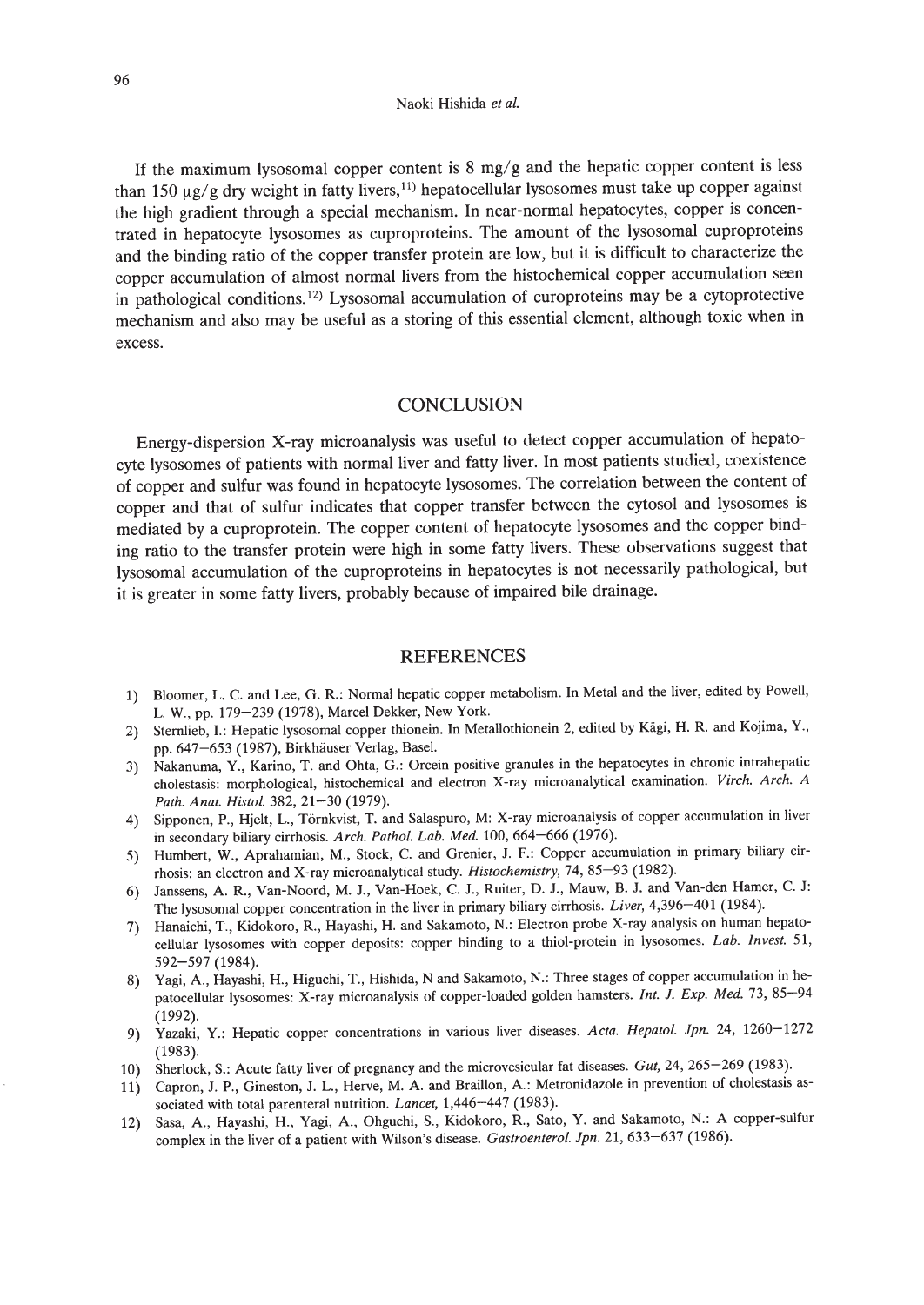If the maximum lysosomal copper content is 8 mg/g and the hepatic copper content is less than 150 μg/g dry weight in fatty livers,[11] hepatocellular lysosomes must take up copper against the high gradient through a special mechanism. In near-normal hepatocytes, copper is concentrated in hepatocyte lysosomes as cuproproteins. The amount of the lysosomal cuproproteins and the binding ratio of the copper transfer protein are low, but it is difficult to characterize the copper accumulation of almost normal livers from the histochemical copper accumulation seen in pathological conditions.[12] Lysosomal accumulation of curoproteins may be a cytoprotective mechanism and also may be useful as a storing of this essential element, although toxic when in excess.

## CONCLUSION

Energy-dispersion X-ray microanalysis was useful to detect copper accumulation of hepatocyte lysosomes of patients with normal liver and fatty liver. In most patients studied, coexistence of copper and sulfur was found in hepatocyte lysosomes. The correlation between the content of copper and that of sulfur indicates that copper transfer between the cytosol and lysosomes is mediated by a cuproprotein. The copper content of hepatocyte lysosomes and the copper binding ratio to the transfer protein were high in some fatty livers. These observations suggest that lysosomal accumulation of the cuproproteins in hepatocytes is not necessarily pathological, but it is greater in some fatty livers, probably because of impaired bile drainage.

## REFERENCES

1) Bloomer, L. C. and Lee, G. R.: Normal hepatic copper metabolism. In Metal and the liver, edited by Powell, L. W., pp. 179–239 (1978), Marcel Dekker, New York.
2) Sternlieb, I.: Hepatic lysosomal copper thionein. In Metallothionein 2, edited by Kägi, H. R. and Kojima, Y., pp. 647–653 (1987), Birkhäuser Verlag, Basel.
3) Nakanuma, Y., Karino, T. and Ohta, G.: Orcein positive granules in the hepatocytes in chronic intrahepatic cholestasis: morphological, histochemical and electron X-ray microanalytical examination. *Virch. Arch. A Path. Anat. Histol.* 382, 21–30 (1979).
4) Sipponen, P., Hjelt, L., Törnkvist, T. and Salaspuro, M: X-ray microanalysis of copper accumulation in liver in secondary biliary cirrhosis. *Arch. Pathol. Lab. Med.* 100, 664–666 (1976).
5) Humbert, W., Aprahamian, M., Stock, C. and Grenier, J. F.: Copper accumulation in primary biliary cirrhosis: an electron and X-ray microanalytical study. *Histochemistry,* 74, 85–93 (1982).
6) Janssens, A. R., Van-Noord, M. J., Van-Hoek, C. J., Ruiter, D. J., Mauw, B. J. and Van-den Hamer, C. J: The lysosomal copper concentration in the liver in primary biliary cirrhosis. *Liver,* 4,396–401 (1984).
7) Hanaichi, T., Kidokoro, R., Hayashi, H. and Sakamoto, N.: Electron probe X-ray analysis on human hepatocellular lysosomes with copper deposits: copper binding to a thiol-protein in lysosomes. *Lab. Invest.* 51, 592–597 (1984).
8) Yagi, A., Hayashi, H., Higuchi, T., Hishida, N and Sakamoto, N.: Three stages of copper accumulation in hepatocellular lysosomes: X-ray microanalysis of copper-loaded golden hamsters. *Int. J. Exp. Med.* 73, 85–94 (1992).
9) Yazaki, Y.: Hepatic copper concentrations in various liver diseases. *Acta. Hepatol. Jpn.* 24, 1260–1272 (1983).
10) Sherlock, S.: Acute fatty liver of pregnancy and the microvesicular fat diseases. *Gut,* 24, 265–269 (1983).
11) Capron, J. P., Gineston, J. L., Herve, M. A. and Braillon, A.: Metronidazole in prevention of cholestasis associated with total parenteral nutrition. *Lancet,* 1,446–447 (1983).
12) Sasa, A., Hayashi, H., Yagi, A., Ohguchi, S., Kidokoro, R., Sato, Y. and Sakamoto, N.: A copper-sulfur complex in the liver of a patient with Wilson's disease. *Gastroenterol. Jpn.* 21, 633–637 (1986).